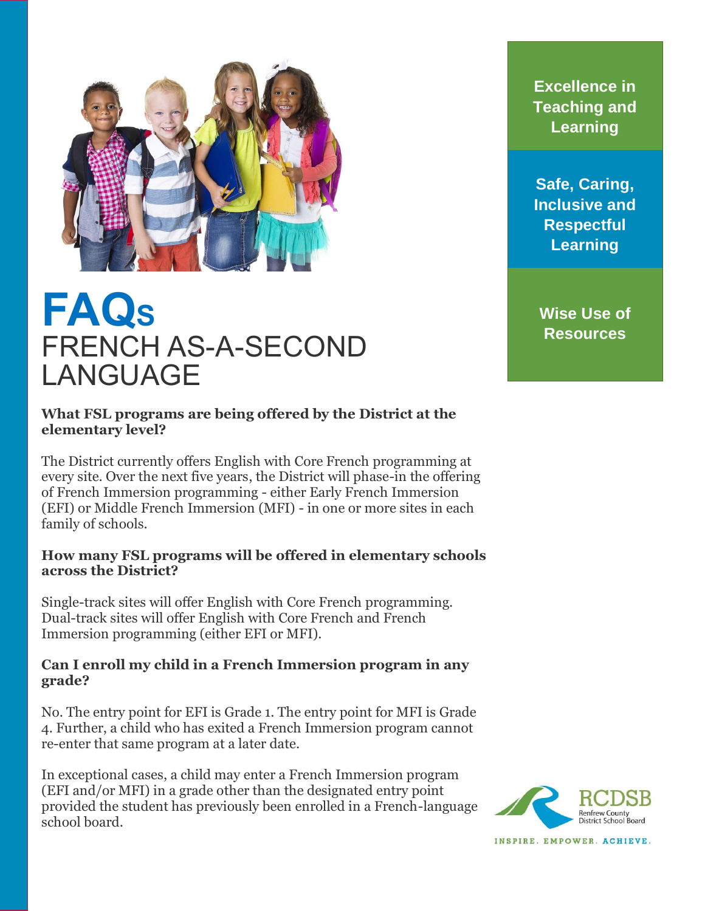# FAQs
## FRENCH AS-A-SECOND LANGUAGE

Excellence in Teaching and Learning

Safe, Caring, Inclusive and Respectful Learning

Wise Use of Resources

**What FSL programs are being offered by the District at the elementary level?**

The District currently offers English with Core French programming at every site. Over the next five years, the District will phase-in the offering of French Immersion programming - either Early French Immersion (EFI) or Middle French Immersion (MFI) - in one or more sites in each family of schools.

**How many FSL programs will be offered in elementary schools across the District?**

Single-track sites will offer English with Core French programming. Dual-track sites will offer English with Core French and French Immersion programming (either EFI or MFI).

**Can I enroll my child in a French Immersion program in any grade?**

No. The entry point for EFI is Grade 1. The entry point for MFI is Grade 4. Further, a child who has exited a French Immersion program cannot re-enter that same program at a later date.

In exceptional cases, a child may enter a French Immersion program (EFI and/or MFI) in a grade other than the designated entry point provided the student has previously been enrolled in a French-language school board.

RCDSB
Renfrew County District School Board
INSPIRE. EMPOWER. ACHIEVE.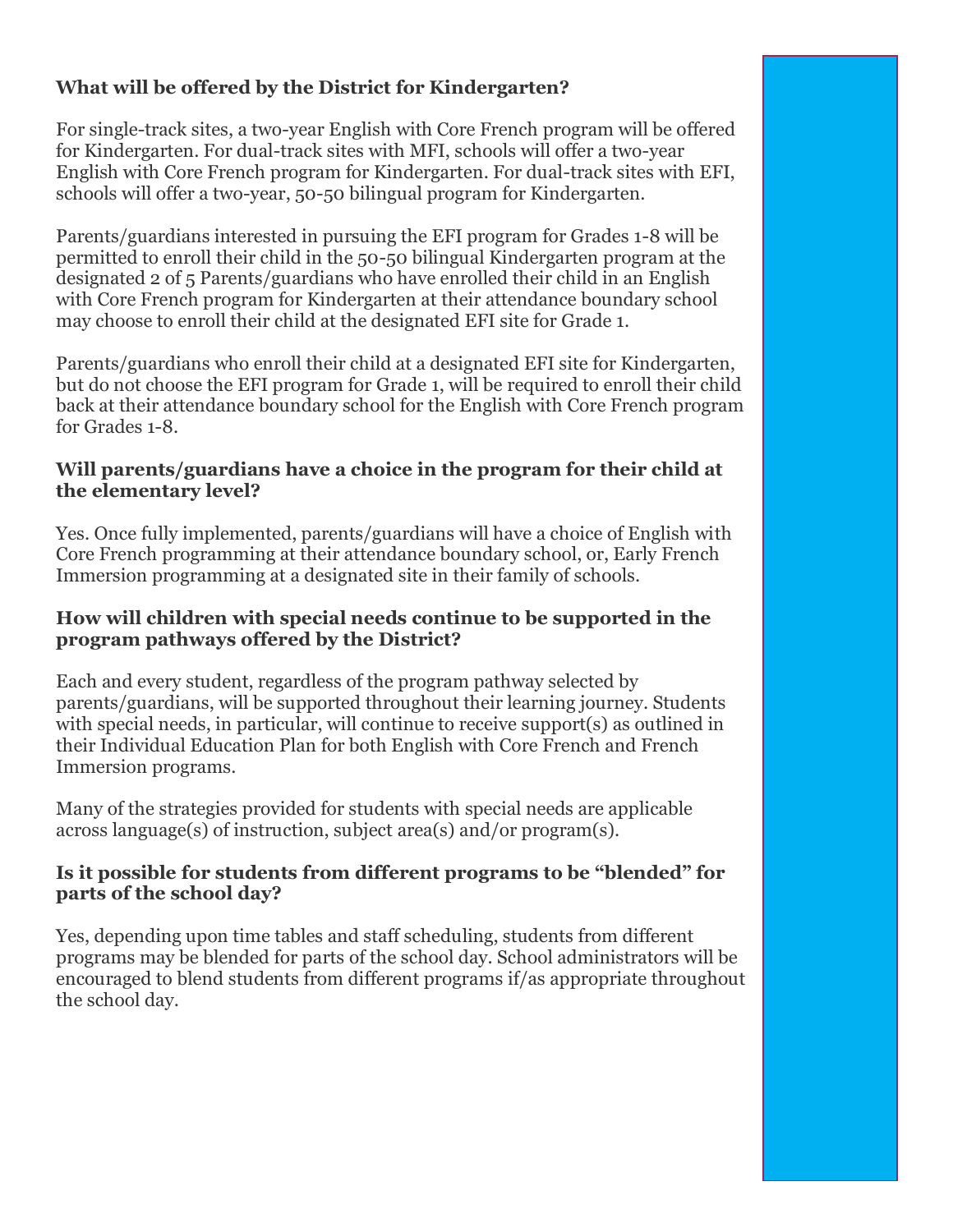**What will be offered by the District for Kindergarten?**

For single-track sites, a two-year English with Core French program will be offered for Kindergarten. For dual-track sites with MFI, schools will offer a two-year English with Core French program for Kindergarten. For dual-track sites with EFI, schools will offer a two-year, 50-50 bilingual program for Kindergarten.

Parents/guardians interested in pursuing the EFI program for Grades 1-8 will be permitted to enroll their child in the 50-50 bilingual Kindergarten program at the designated 2 of 5 Parents/guardians who have enrolled their child in an English with Core French program for Kindergarten at their attendance boundary school may choose to enroll their child at the designated EFI site for Grade 1.

Parents/guardians who enroll their child at a designated EFI site for Kindergarten, but do not choose the EFI program for Grade 1, will be required to enroll their child back at their attendance boundary school for the English with Core French program for Grades 1-8.

**Will parents/guardians have a choice in the program for their child at the elementary level?**

Yes. Once fully implemented, parents/guardians will have a choice of English with Core French programming at their attendance boundary school, or, Early French Immersion programming at a designated site in their family of schools.

**How will children with special needs continue to be supported in the program pathways offered by the District?**

Each and every student, regardless of the program pathway selected by parents/guardians, will be supported throughout their learning journey. Students with special needs, in particular, will continue to receive support(s) as outlined in their Individual Education Plan for both English with Core French and French Immersion programs.

Many of the strategies provided for students with special needs are applicable across language(s) of instruction, subject area(s) and/or program(s).

**Is it possible for students from different programs to be "blended" for parts of the school day?**

Yes, depending upon time tables and staff scheduling, students from different programs may be blended for parts of the school day. School administrators will be encouraged to blend students from different programs if/as appropriate throughout the school day.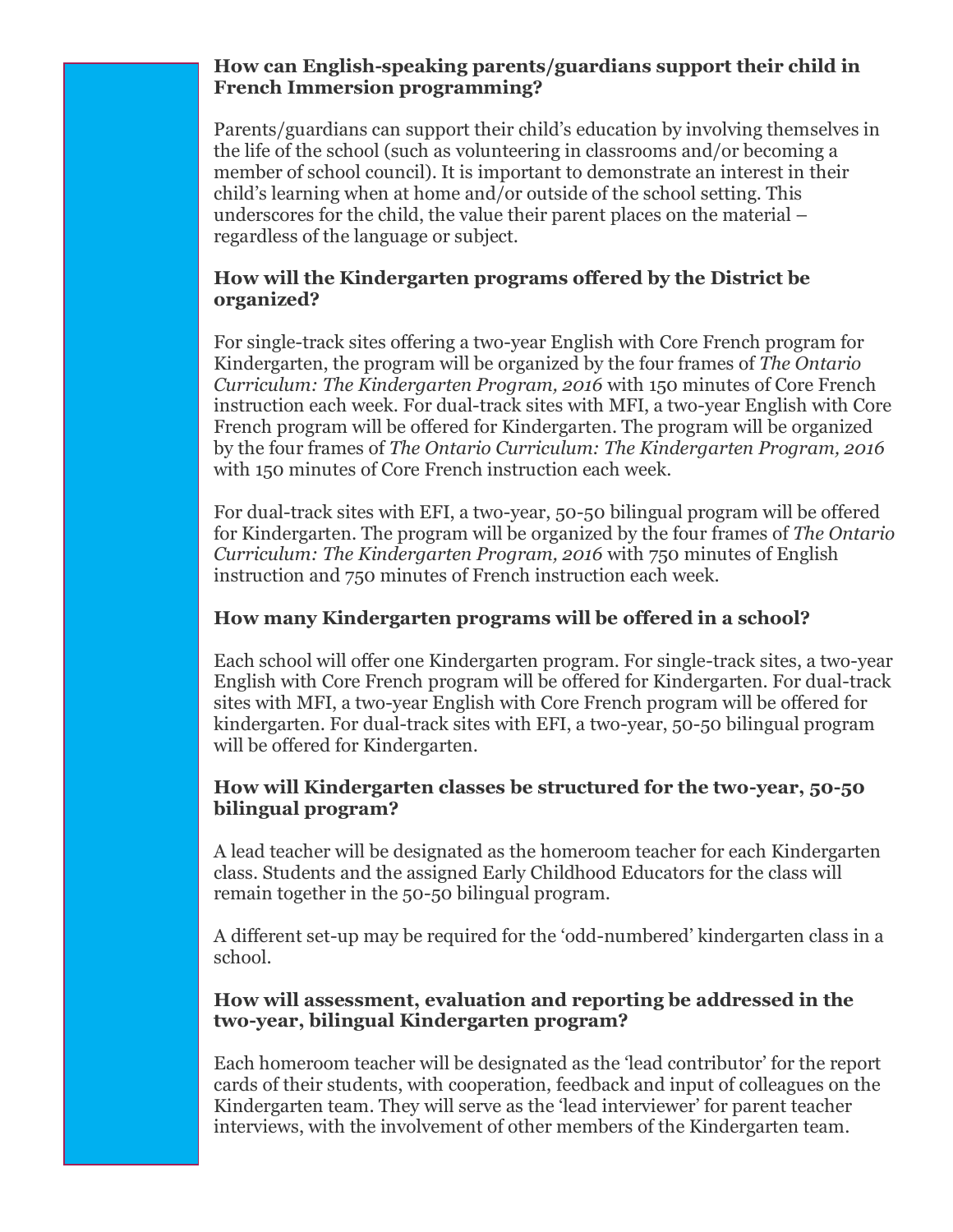**How can English-speaking parents/guardians support their child in French Immersion programming?**

Parents/guardians can support their child's education by involving themselves in the life of the school (such as volunteering in classrooms and/or becoming a member of school council). It is important to demonstrate an interest in their child's learning when at home and/or outside of the school setting. This underscores for the child, the value their parent places on the material – regardless of the language or subject.

**How will the Kindergarten programs offered by the District be organized?**

For single-track sites offering a two-year English with Core French program for Kindergarten, the program will be organized by the four frames of *The Ontario Curriculum: The Kindergarten Program, 2016* with 150 minutes of Core French instruction each week. For dual-track sites with MFI, a two-year English with Core French program will be offered for Kindergarten. The program will be organized by the four frames of *The Ontario Curriculum: The Kindergarten Program, 2016* with 150 minutes of Core French instruction each week.

For dual-track sites with EFI, a two-year, 50-50 bilingual program will be offered for Kindergarten. The program will be organized by the four frames of *The Ontario Curriculum: The Kindergarten Program, 2016* with 750 minutes of English instruction and 750 minutes of French instruction each week.

**How many Kindergarten programs will be offered in a school?**

Each school will offer one Kindergarten program. For single-track sites, a two-year English with Core French program will be offered for Kindergarten. For dual-track sites with MFI, a two-year English with Core French program will be offered for kindergarten. For dual-track sites with EFI, a two-year, 50-50 bilingual program will be offered for Kindergarten.

**How will Kindergarten classes be structured for the two-year, 50-50 bilingual program?**

A lead teacher will be designated as the homeroom teacher for each Kindergarten class. Students and the assigned Early Childhood Educators for the class will remain together in the 50-50 bilingual program.

A different set-up may be required for the 'odd-numbered' kindergarten class in a school.

**How will assessment, evaluation and reporting be addressed in the two-year, bilingual Kindergarten program?**

Each homeroom teacher will be designated as the 'lead contributor' for the report cards of their students, with cooperation, feedback and input of colleagues on the Kindergarten team. They will serve as the 'lead interviewer' for parent teacher interviews, with the involvement of other members of the Kindergarten team.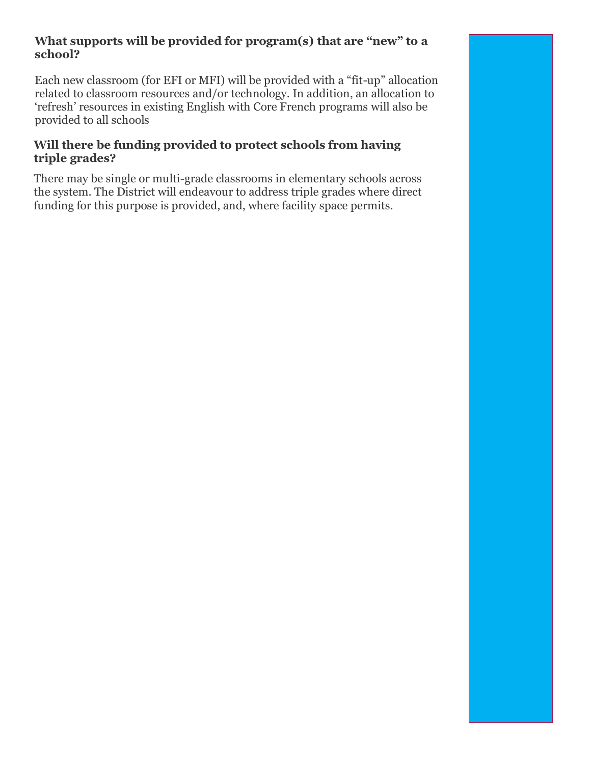### What supports will be provided for program(s) that are "new" to a school?

Each new classroom (for EFI or MFI) will be provided with a "fit-up" allocation related to classroom resources and/or technology. In addition, an allocation to 'refresh' resources in existing English with Core French programs will also be provided to all schools

### Will there be funding provided to protect schools from having triple grades?

There may be single or multi-grade classrooms in elementary schools across the system. The District will endeavour to address triple grades where direct funding for this purpose is provided, and, where facility space permits.